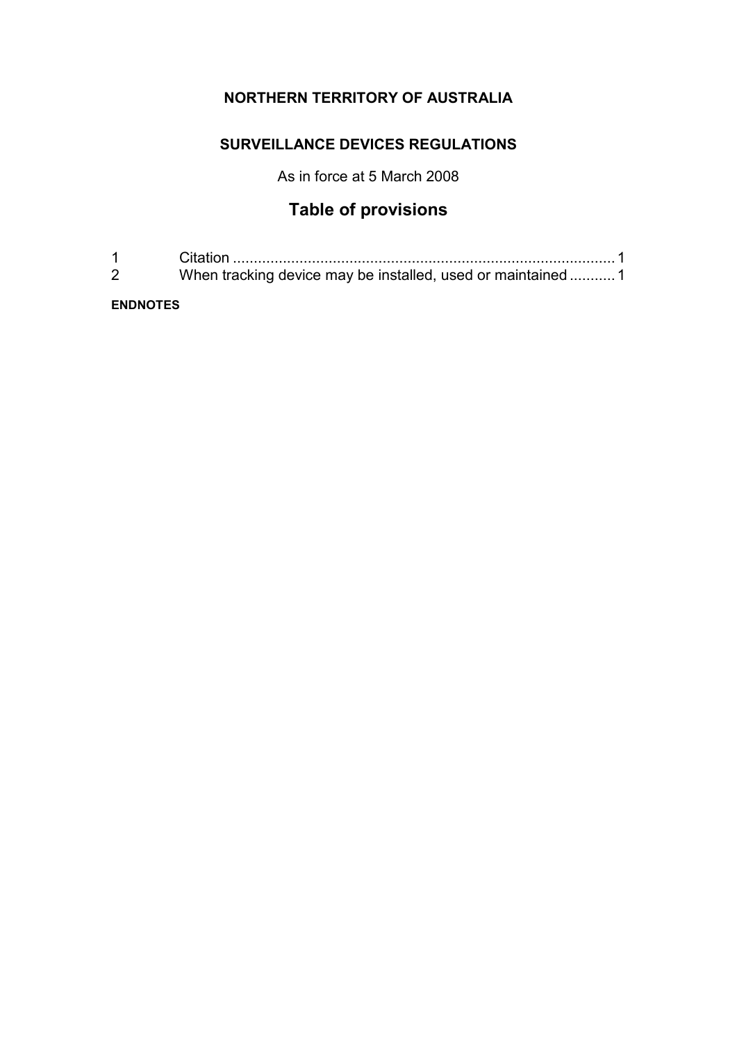**NORTHERN TERRITORY OF AUSTRALIA**

**SURVEILLANCE DEVICES REGULATIONS**

As in force at 5 March 2008

## Table of provisions

1 Citation ........................................................................................... 1
2 When tracking device may be installed, used or maintained ........... 1

**ENDNOTES**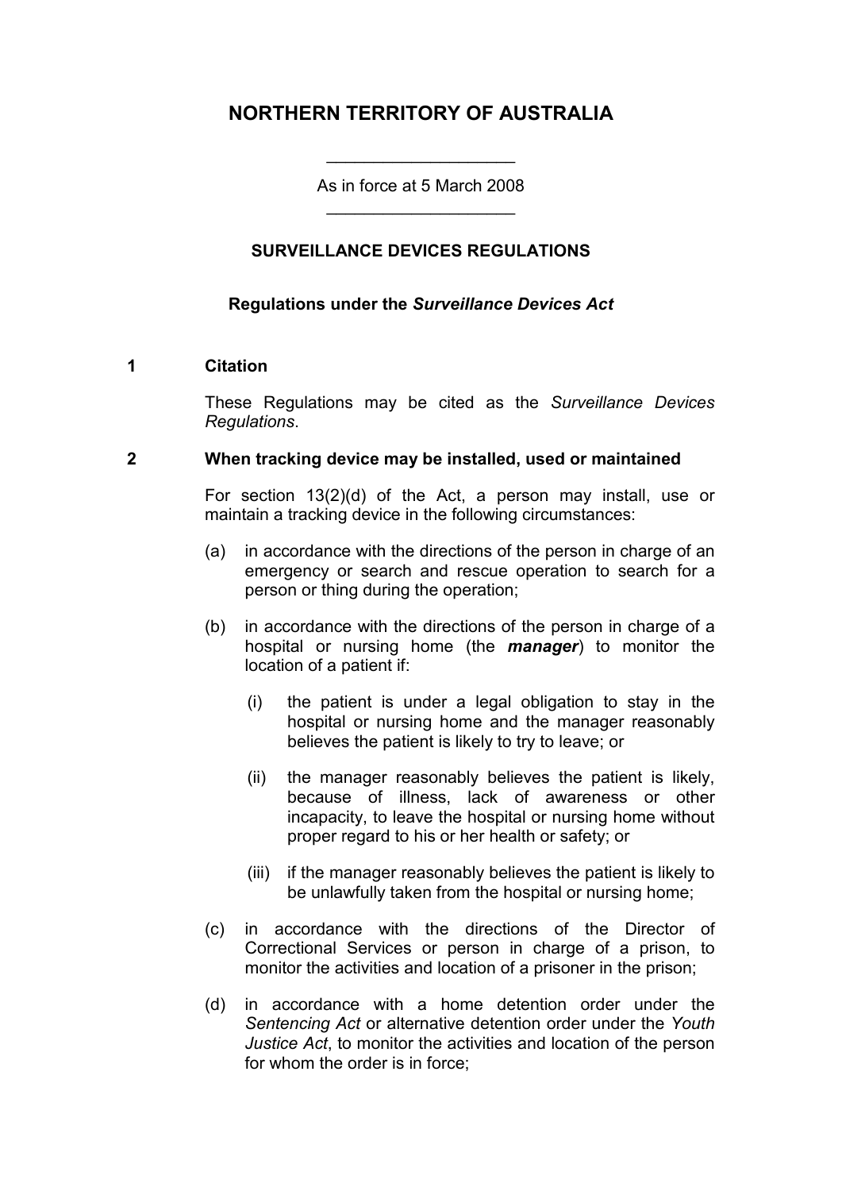# NORTHERN TERRITORY OF AUSTRALIA

---

As in force at 5 March 2008

---

## SURVEILLANCE DEVICES REGULATIONS

**Regulations under the *Surveillance Devices Act***

### 1 Citation

These Regulations may be cited as the *Surveillance Devices Regulations*.

### 2 When tracking device may be installed, used or maintained

For section 13(2)(d) of the Act, a person may install, use or maintain a tracking device in the following circumstances:

(a) in accordance with the directions of the person in charge of an emergency or search and rescue operation to search for a person or thing during the operation;

(b) in accordance with the directions of the person in charge of a hospital or nursing home (the ***manager***) to monitor the location of a patient if:

(i) the patient is under a legal obligation to stay in the hospital or nursing home and the manager reasonably believes the patient is likely to try to leave; or

(ii) the manager reasonably believes the patient is likely, because of illness, lack of awareness or other incapacity, to leave the hospital or nursing home without proper regard to his or her health or safety; or

(iii) if the manager reasonably believes the patient is likely to be unlawfully taken from the hospital or nursing home;

(c) in accordance with the directions of the Director of Correctional Services or person in charge of a prison, to monitor the activities and location of a prisoner in the prison;

(d) in accordance with a home detention order under the *Sentencing Act* or alternative detention order under the *Youth Justice Act*, to monitor the activities and location of the person for whom the order is in force;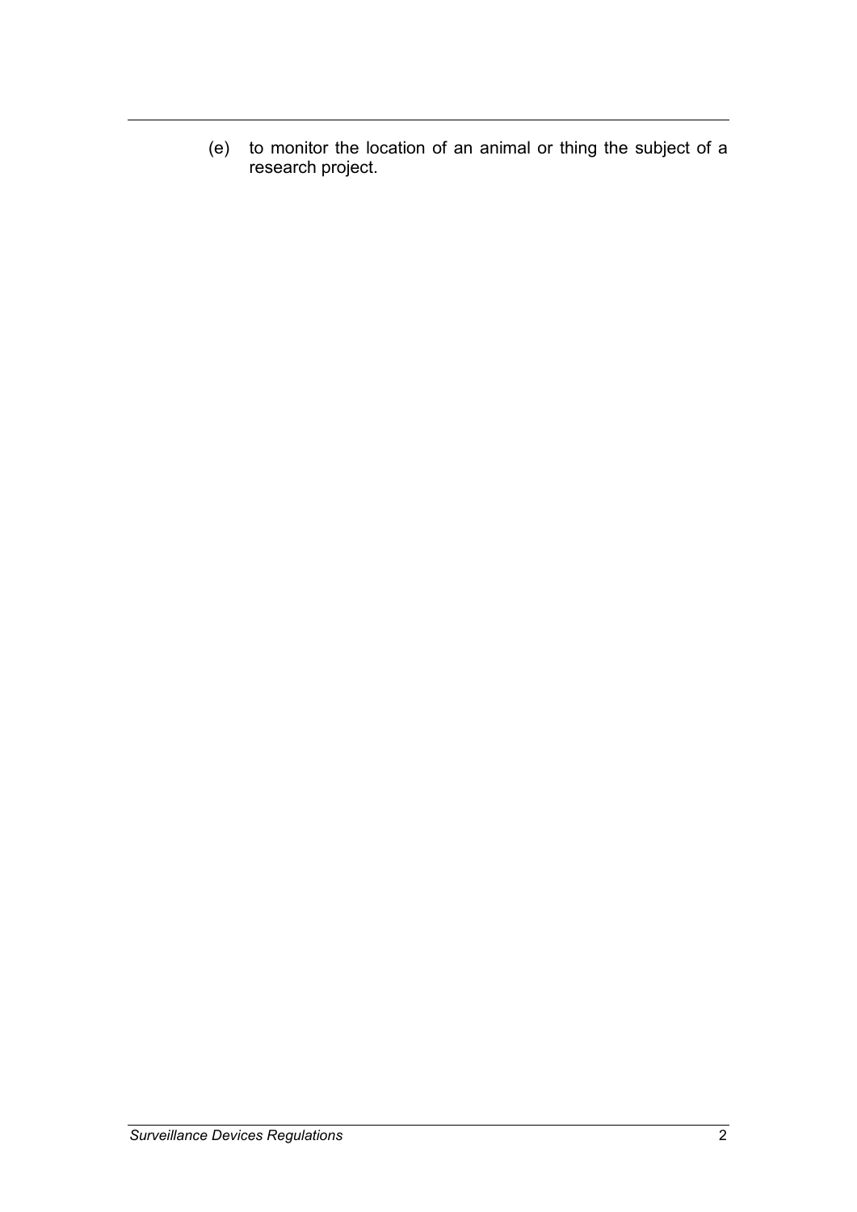(e) to monitor the location of an animal or thing the subject of a research project.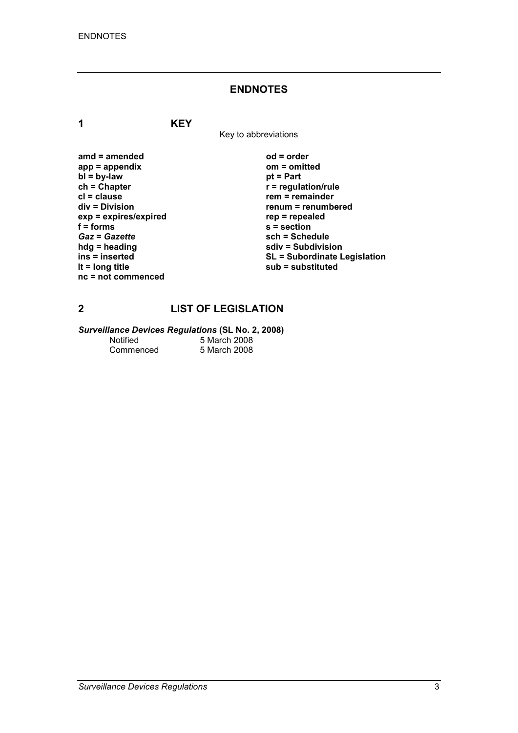## ENDNOTES

### 1 KEY

Key to abbreviations

**amd = amended**
**app = appendix**
**bl = by-law**
**ch = Chapter**
**cl = clause**
**div = Division**
**exp = expires/expired**
**f = forms**
***Gaz* = *Gazette***
**hdg = heading**
**ins = inserted**
**lt = long title**
**nc = not commenced**
**od = order**
**om = omitted**
**pt = Part**
**r = regulation/rule**
**rem = remainder**
**renum = renumbered**
**rep = repealed**
**s = section**
**sch = Schedule**
**sdiv = Subdivision**
**SL = Subordinate Legislation**
**sub = substituted**

### 2 LIST OF LEGISLATION

***Surveillance Devices Regulations* (SL No. 2, 2008)**

| | |
|---|---|
| Notified | 5 March 2008 |
| Commenced | 5 March 2008 |